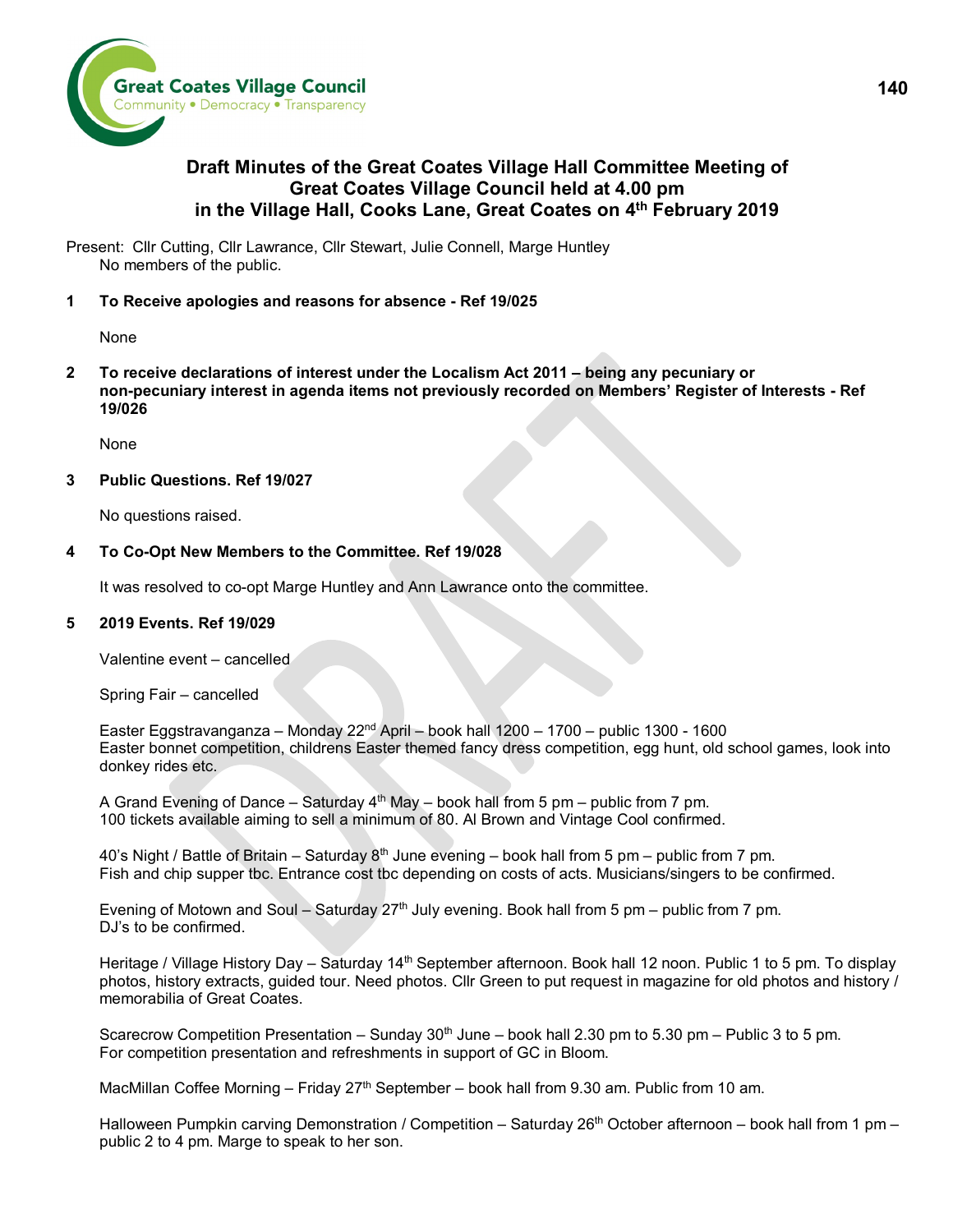**Great Coates Village Council**
Community • Democracy • Transparency

# Draft Minutes of the Great Coates Village Hall Committee Meeting of Great Coates Village Council held at 4.00 pm in the Village Hall, Cooks Lane, Great Coates on 4th February 2019

Present: Cllr Cutting, Cllr Lawrance, Cllr Stewart, Julie Connell, Marge Huntley
No members of the public.

**1 To Receive apologies and reasons for absence - Ref 19/025**

None

**2 To receive declarations of interest under the Localism Act 2011 – being any pecuniary or non-pecuniary interest in agenda items not previously recorded on Members' Register of Interests - Ref 19/026**

None

**3 Public Questions. Ref 19/027**

No questions raised.

**4 To Co-Opt New Members to the Committee. Ref 19/028**

It was resolved to co-opt Marge Huntley and Ann Lawrance onto the committee.

**5 2019 Events. Ref 19/029**

Valentine event – cancelled

Spring Fair – cancelled

Easter Eggstravanganza – Monday 22nd April – book hall 1200 – 1700 – public 1300 - 1600
Easter bonnet competition, childrens Easter themed fancy dress competition, egg hunt, old school games, look into donkey rides etc.

A Grand Evening of Dance – Saturday 4th May – book hall from 5 pm – public from 7 pm.
100 tickets available aiming to sell a minimum of 80. Al Brown and Vintage Cool confirmed.

40's Night / Battle of Britain – Saturday 8th June evening – book hall from 5 pm – public from 7 pm.
Fish and chip supper tbc. Entrance cost tbc depending on costs of acts. Musicians/singers to be confirmed.

Evening of Motown and Soul – Saturday 27th July evening. Book hall from 5 pm – public from 7 pm.
DJ's to be confirmed.

Heritage / Village History Day – Saturday 14th September afternoon. Book hall 12 noon. Public 1 to 5 pm. To display photos, history extracts, guided tour. Need photos. Cllr Green to put request in magazine for old photos and history / memorabilia of Great Coates.

Scarecrow Competition Presentation – Sunday 30th June – book hall 2.30 pm to 5.30 pm – Public 3 to 5 pm.
For competition presentation and refreshments in support of GC in Bloom.

MacMillan Coffee Morning – Friday 27th September – book hall from 9.30 am. Public from 10 am.

Halloween Pumpkin carving Demonstration / Competition – Saturday 26th October afternoon – book hall from 1 pm – public 2 to 4 pm. Marge to speak to her son.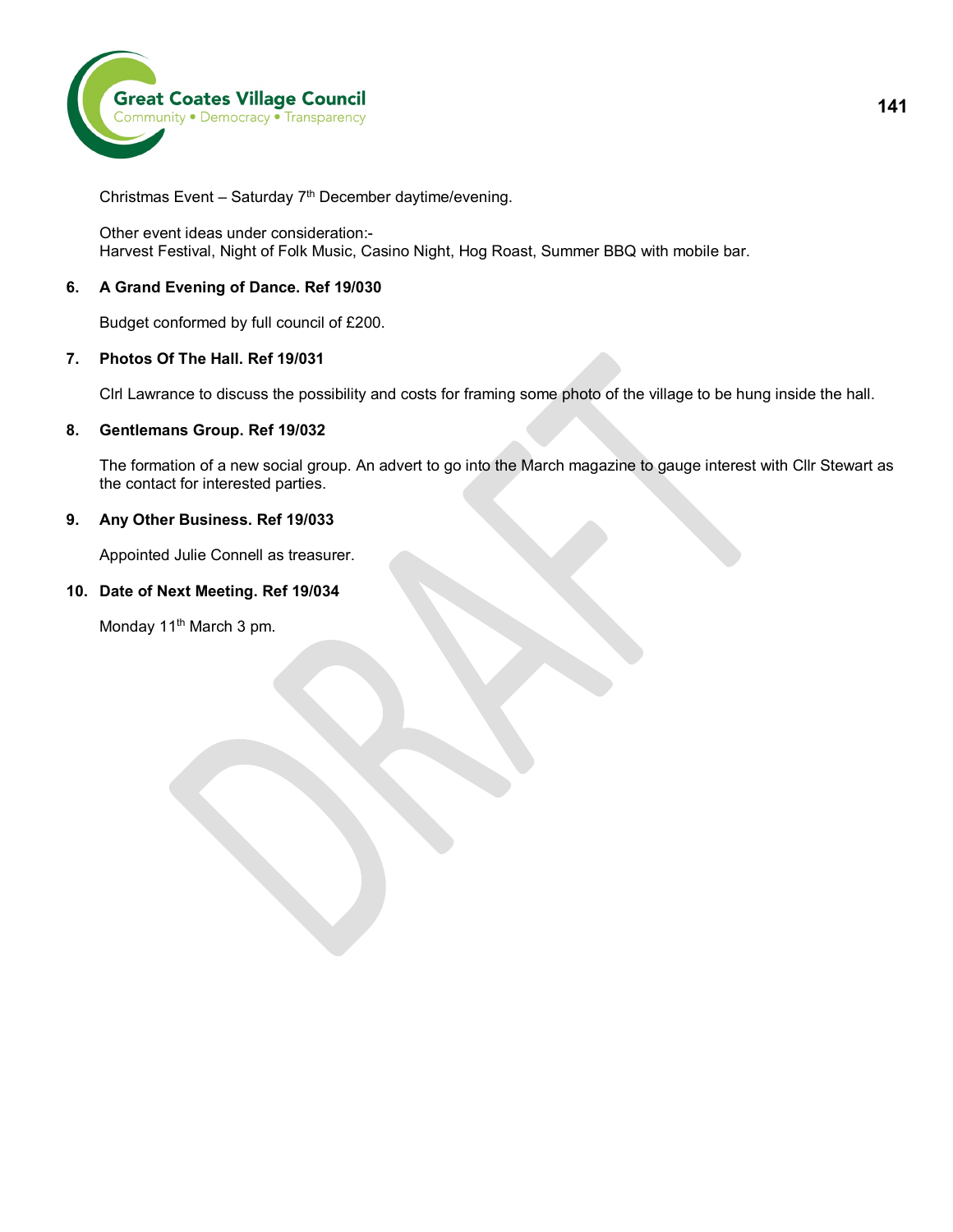Christmas Event – Saturday 7th December daytime/evening.

Other event ideas under consideration:-
Harvest Festival, Night of Folk Music, Casino Night, Hog Roast, Summer BBQ with mobile bar.

**6. A Grand Evening of Dance. Ref 19/030**

Budget conformed by full council of £200.

**7. Photos Of The Hall. Ref 19/031**

Clrl Lawrance to discuss the possibility and costs for framing some photo of the village to be hung inside the hall.

**8. Gentlemans Group. Ref 19/032**

The formation of a new social group. An advert to go into the March magazine to gauge interest with Cllr Stewart as the contact for interested parties.

**9. Any Other Business. Ref 19/033**

Appointed Julie Connell as treasurer.

**10. Date of Next Meeting. Ref 19/034**

Monday 11th March 3 pm.